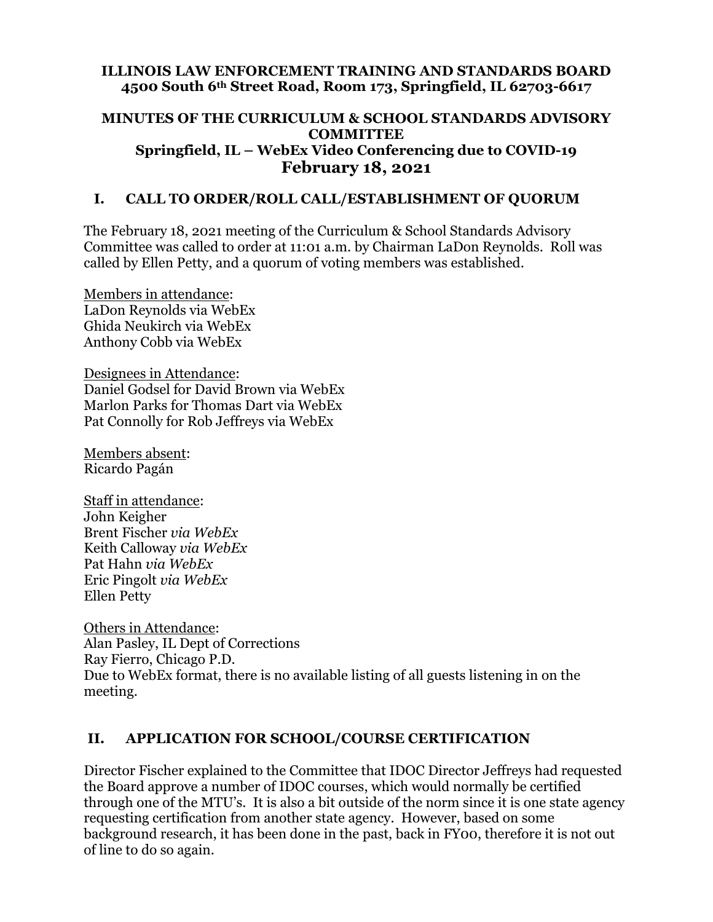**ILLINOIS LAW ENFORCEMENT TRAINING AND STANDARDS BOARD**
**4500 South 6th Street Road, Room 173, Springfield, IL 62703-6617**

**MINUTES OF THE CURRICULUM & SCHOOL STANDARDS ADVISORY COMMITTEE**
**Springfield, IL – WebEx Video Conferencing due to COVID-19**
**February 18, 2021**

## I. CALL TO ORDER/ROLL CALL/ESTABLISHMENT OF QUORUM

The February 18, 2021 meeting of the Curriculum & School Standards Advisory Committee was called to order at 11:01 a.m. by Chairman LaDon Reynolds. Roll was called by Ellen Petty, and a quorum of voting members was established.

Members in attendance:
LaDon Reynolds via WebEx
Ghida Neukirch via WebEx
Anthony Cobb via WebEx

Designees in Attendance:
Daniel Godsel for David Brown via WebEx
Marlon Parks for Thomas Dart via WebEx
Pat Connolly for Rob Jeffreys via WebEx

Members absent:
Ricardo Pagán

Staff in attendance:
John Keigher
Brent Fischer *via WebEx*
Keith Calloway *via WebEx*
Pat Hahn *via WebEx*
Eric Pingolt *via WebEx*
Ellen Petty

Others in Attendance:
Alan Pasley, IL Dept of Corrections
Ray Fierro, Chicago P.D.
Due to WebEx format, there is no available listing of all guests listening in on the meeting.

## II. APPLICATION FOR SCHOOL/COURSE CERTIFICATION

Director Fischer explained to the Committee that IDOC Director Jeffreys had requested the Board approve a number of IDOC courses, which would normally be certified through one of the MTU's. It is also a bit outside of the norm since it is one state agency requesting certification from another state agency. However, based on some background research, it has been done in the past, back in FY00, therefore it is not out of line to do so again.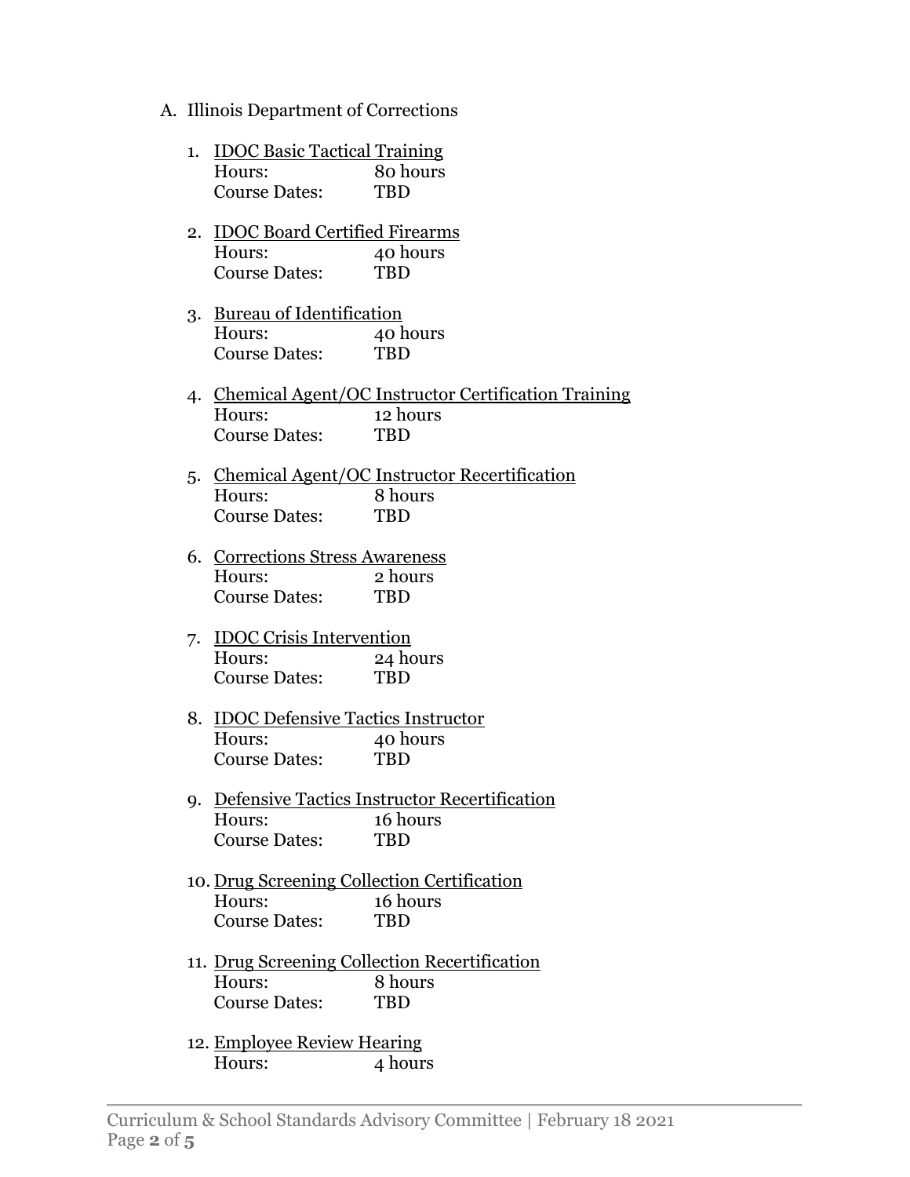A. Illinois Department of Corrections

1. <u>IDOC Basic Tactical Training</u>
   Hours: 80 hours
   Course Dates: TBD

2. <u>IDOC Board Certified Firearms</u>
   Hours: 40 hours
   Course Dates: TBD

3. <u>Bureau of Identification</u>
   Hours: 40 hours
   Course Dates: TBD

4. <u>Chemical Agent/OC Instructor Certification Training</u>
   Hours: 12 hours
   Course Dates: TBD

5. <u>Chemical Agent/OC Instructor Recertification</u>
   Hours: 8 hours
   Course Dates: TBD

6. <u>Corrections Stress Awareness</u>
   Hours: 2 hours
   Course Dates: TBD

7. <u>IDOC Crisis Intervention</u>
   Hours: 24 hours
   Course Dates: TBD

8. <u>IDOC Defensive Tactics Instructor</u>
   Hours: 40 hours
   Course Dates: TBD

9. <u>Defensive Tactics Instructor Recertification</u>
   Hours: 16 hours
   Course Dates: TBD

10. <u>Drug Screening Collection Certification</u>
    Hours: 16 hours
    Course Dates: TBD

11. <u>Drug Screening Collection Recertification</u>
    Hours: 8 hours
    Course Dates: TBD

12. <u>Employee Review Hearing</u>
    Hours: 4 hours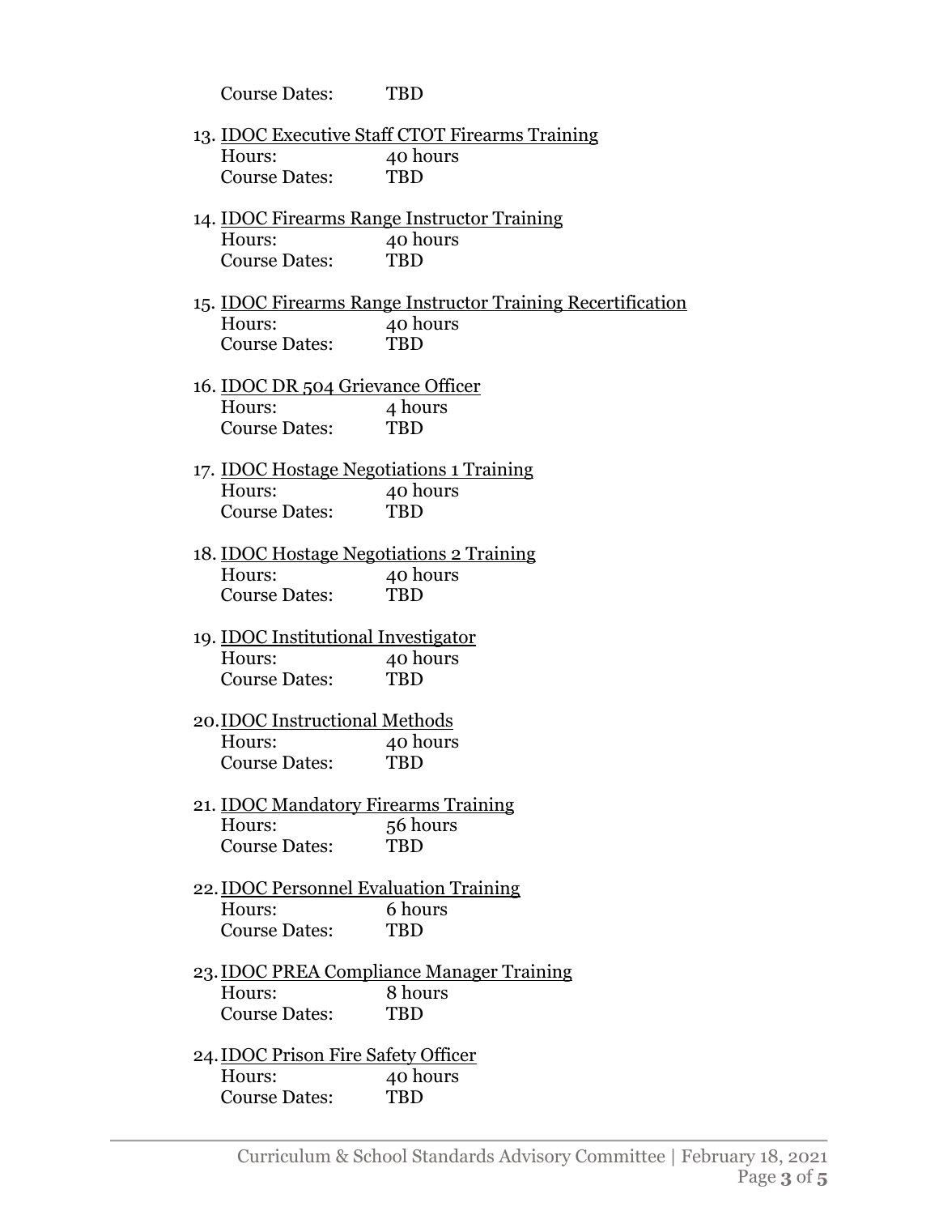Course Dates: TBD

13. <u>IDOC Executive Staff CTOT Firearms Training</u>
    Hours: 40 hours
    Course Dates: TBD

14. <u>IDOC Firearms Range Instructor Training</u>
    Hours: 40 hours
    Course Dates: TBD

15. <u>IDOC Firearms Range Instructor Training Recertification</u>
    Hours: 40 hours
    Course Dates: TBD

16. <u>IDOC DR 504 Grievance Officer</u>
    Hours: 4 hours
    Course Dates: TBD

17. <u>IDOC Hostage Negotiations 1 Training</u>
    Hours: 40 hours
    Course Dates: TBD

18. <u>IDOC Hostage Negotiations 2 Training</u>
    Hours: 40 hours
    Course Dates: TBD

19. <u>IDOC Institutional Investigator</u>
    Hours: 40 hours
    Course Dates: TBD

20. <u>IDOC Instructional Methods</u>
    Hours: 40 hours
    Course Dates: TBD

21. <u>IDOC Mandatory Firearms Training</u>
    Hours: 56 hours
    Course Dates: TBD

22. <u>IDOC Personnel Evaluation Training</u>
    Hours: 6 hours
    Course Dates: TBD

23. <u>IDOC PREA Compliance Manager Training</u>
    Hours: 8 hours
    Course Dates: TBD

24. <u>IDOC Prison Fire Safety Officer</u>
    Hours: 40 hours
    Course Dates: TBD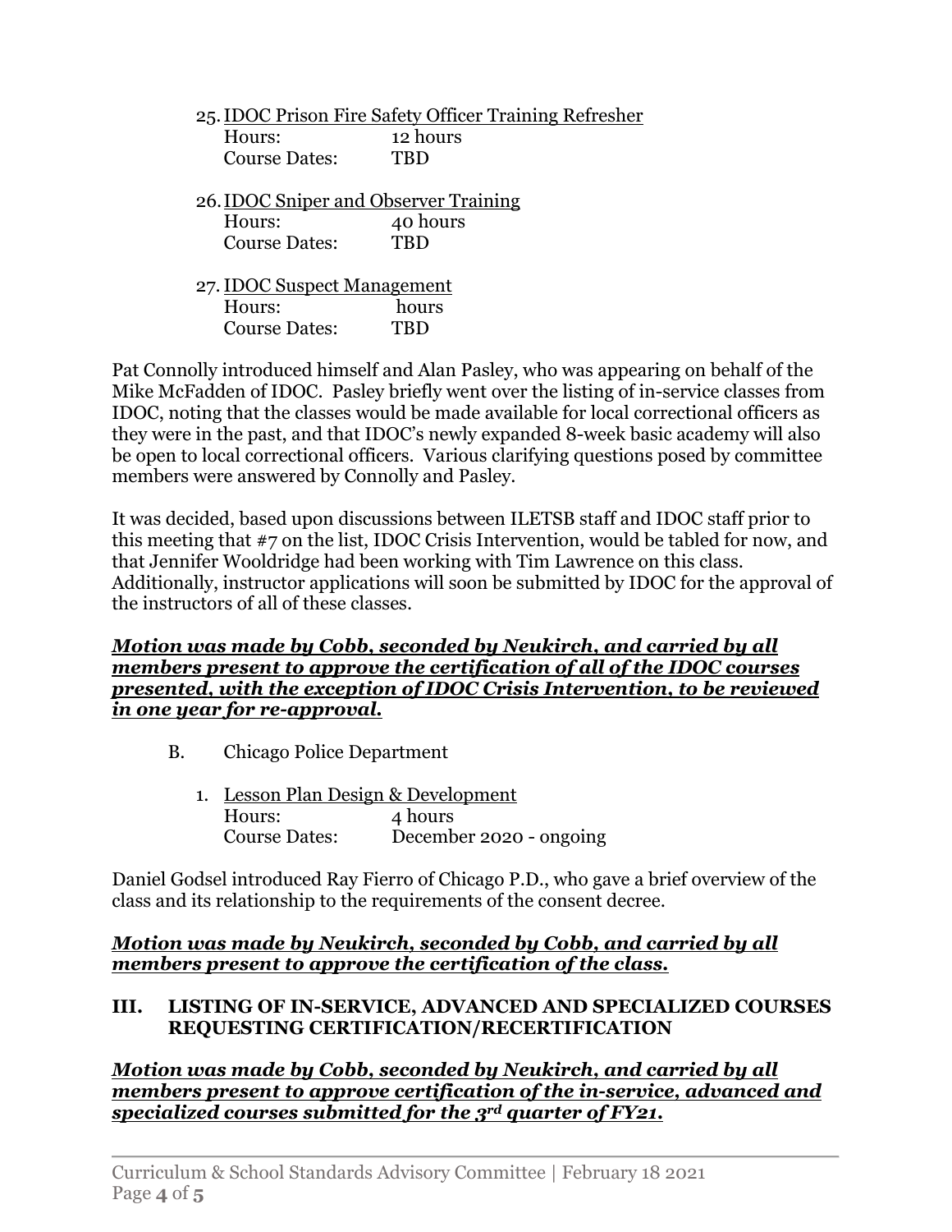25. IDOC Prison Fire Safety Officer Training Refresher
    Hours: 12 hours
    Course Dates: TBD

26. IDOC Sniper and Observer Training
    Hours: 40 hours
    Course Dates: TBD

27. IDOC Suspect Management
    Hours: hours
    Course Dates: TBD

Pat Connolly introduced himself and Alan Pasley, who was appearing on behalf of the Mike McFadden of IDOC. Pasley briefly went over the listing of in-service classes from IDOC, noting that the classes would be made available for local correctional officers as they were in the past, and that IDOC's newly expanded 8-week basic academy will also be open to local correctional officers. Various clarifying questions posed by committee members were answered by Connolly and Pasley.

It was decided, based upon discussions between ILETSB staff and IDOC staff prior to this meeting that #7 on the list, IDOC Crisis Intervention, would be tabled for now, and that Jennifer Wooldridge had been working with Tim Lawrence on this class. Additionally, instructor applications will soon be submitted by IDOC for the approval of the instructors of all of these classes.

***Motion was made by Cobb, seconded by Neukirch, and carried by all members present to approve the certification of all of the IDOC courses presented, with the exception of IDOC Crisis Intervention, to be reviewed in one year for re-approval.***

B. Chicago Police Department

1. Lesson Plan Design & Development
   Hours: 4 hours
   Course Dates: December 2020 - ongoing

Daniel Godsel introduced Ray Fierro of Chicago P.D., who gave a brief overview of the class and its relationship to the requirements of the consent decree.

***Motion was made by Neukirch, seconded by Cobb, and carried by all members present to approve the certification of the class.***

## III. LISTING OF IN-SERVICE, ADVANCED AND SPECIALIZED COURSES REQUESTING CERTIFICATION/RECERTIFICATION

***Motion was made by Cobb, seconded by Neukirch, and carried by all members present to approve certification of the in-service, advanced and specialized courses submitted for the 3rd quarter of FY21.***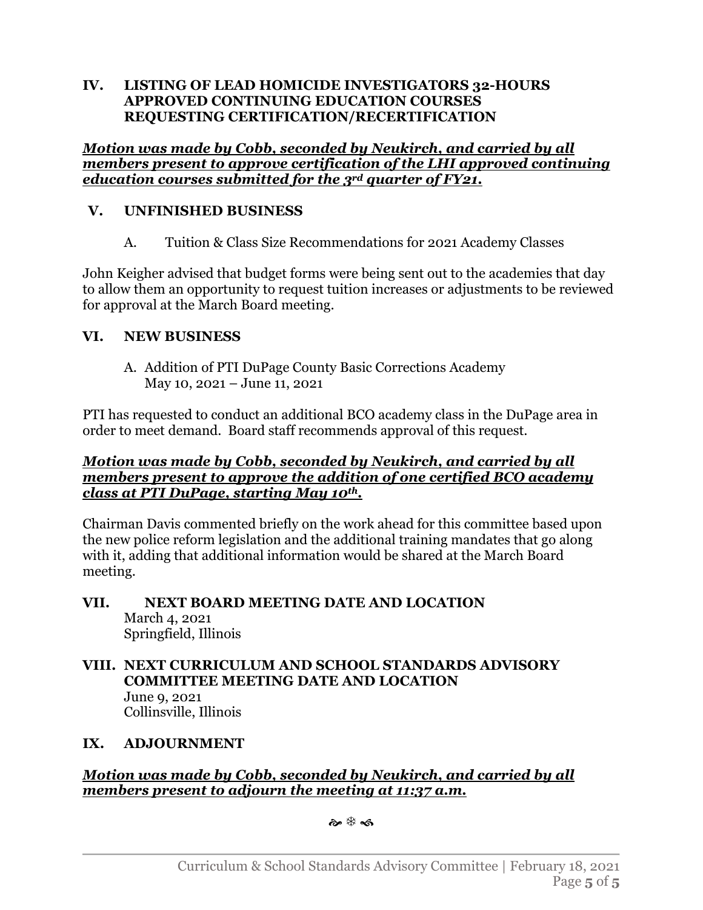## IV. LISTING OF LEAD HOMICIDE INVESTIGATORS 32-HOURS APPROVED CONTINUING EDUCATION COURSES REQUESTING CERTIFICATION/RECERTIFICATION

***Motion was made by Cobb, seconded by Neukirch, and carried by all members present to approve certification of the LHI approved continuing education courses submitted for the 3rd quarter of FY21.***

## V. UNFINISHED BUSINESS

A. Tuition & Class Size Recommendations for 2021 Academy Classes

John Keigher advised that budget forms were being sent out to the academies that day to allow them an opportunity to request tuition increases or adjustments to be reviewed for approval at the March Board meeting.

## VI. NEW BUSINESS

A. Addition of PTI DuPage County Basic Corrections Academy
May 10, 2021 – June 11, 2021

PTI has requested to conduct an additional BCO academy class in the DuPage area in order to meet demand. Board staff recommends approval of this request.

***Motion was made by Cobb, seconded by Neukirch, and carried by all members present to approve the addition of one certified BCO academy class at PTI DuPage, starting May 10th.***

Chairman Davis commented briefly on the work ahead for this committee based upon the new police reform legislation and the additional training mandates that go along with it, adding that additional information would be shared at the March Board meeting.

## VII. NEXT BOARD MEETING DATE AND LOCATION

March 4, 2021
Springfield, Illinois

## VIII. NEXT CURRICULUM AND SCHOOL STANDARDS ADVISORY COMMITTEE MEETING DATE AND LOCATION

June 9, 2021
Collinsville, Illinois

## IX. ADJOURNMENT

***Motion was made by Cobb, seconded by Neukirch, and carried by all members present to adjourn the meeting at 11:37 a.m.***

☙ ❄ ❧